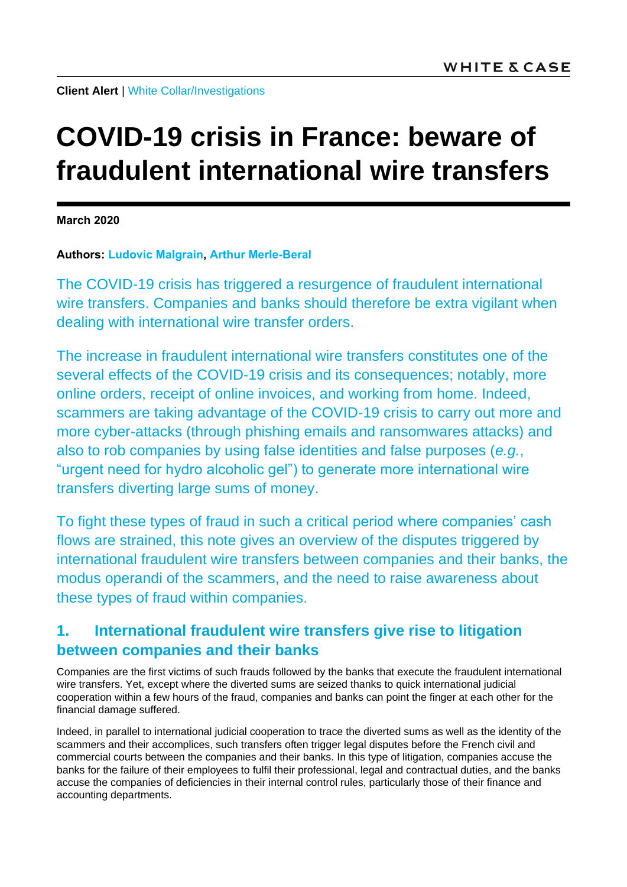**Client Alert** | White Collar/Investigations

# COVID-19 crisis in France: beware of fraudulent international wire transfers

**March 2020**

**Authors: Ludovic Malgrain, Arthur Merle-Beral**

The COVID-19 crisis has triggered a resurgence of fraudulent international wire transfers. Companies and banks should therefore be extra vigilant when dealing with international wire transfer orders.

The increase in fraudulent international wire transfers constitutes one of the several effects of the COVID-19 crisis and its consequences; notably, more online orders, receipt of online invoices, and working from home. Indeed, scammers are taking advantage of the COVID-19 crisis to carry out more and more cyber-attacks (through phishing emails and ransomwares attacks) and also to rob companies by using false identities and false purposes (*e.g.*, "urgent need for hydro alcoholic gel") to generate more international wire transfers diverting large sums of money.

To fight these types of fraud in such a critical period where companies' cash flows are strained, this note gives an overview of the disputes triggered by international fraudulent wire transfers between companies and their banks, the modus operandi of the scammers, and the need to raise awareness about these types of fraud within companies.

## 1. International fraudulent wire transfers give rise to litigation between companies and their banks

Companies are the first victims of such frauds followed by the banks that execute the fraudulent international wire transfers. Yet, except where the diverted sums are seized thanks to quick international judicial cooperation within a few hours of the fraud, companies and banks can point the finger at each other for the financial damage suffered.

Indeed, in parallel to international judicial cooperation to trace the diverted sums as well as the identity of the scammers and their accomplices, such transfers often trigger legal disputes before the French civil and commercial courts between the companies and their banks. In this type of litigation, companies accuse the banks for the failure of their employees to fulfil their professional, legal and contractual duties, and the banks accuse the companies of deficiencies in their internal control rules, particularly those of their finance and accounting departments.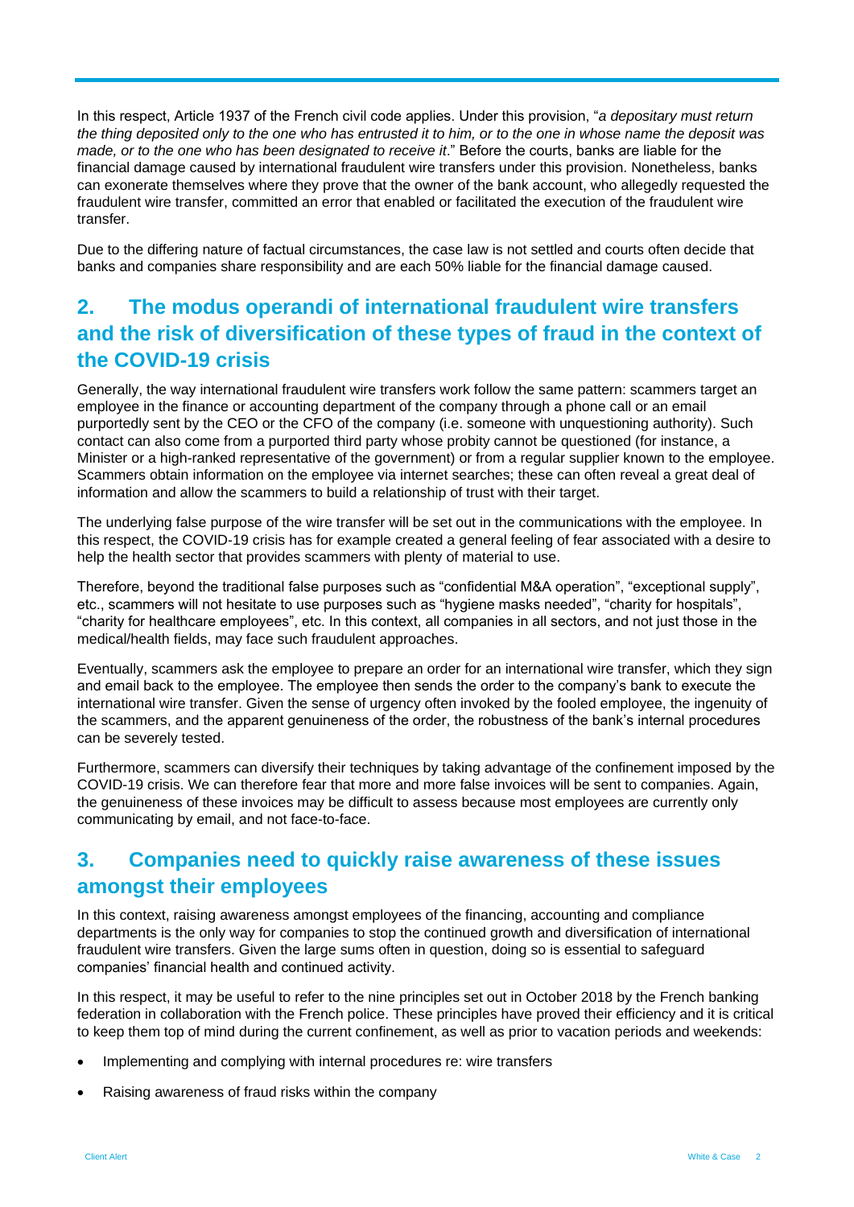In this respect, Article 1937 of the French civil code applies. Under this provision, "*a depositary must return the thing deposited only to the one who has entrusted it to him, or to the one in whose name the deposit was made, or to the one who has been designated to receive it*." Before the courts, banks are liable for the financial damage caused by international fraudulent wire transfers under this provision. Nonetheless, banks can exonerate themselves where they prove that the owner of the bank account, who allegedly requested the fraudulent wire transfer, committed an error that enabled or facilitated the execution of the fraudulent wire transfer.

Due to the differing nature of factual circumstances, the case law is not settled and courts often decide that banks and companies share responsibility and are each 50% liable for the financial damage caused.

## 2. The modus operandi of international fraudulent wire transfers and the risk of diversification of these types of fraud in the context of the COVID-19 crisis

Generally, the way international fraudulent wire transfers work follow the same pattern: scammers target an employee in the finance or accounting department of the company through a phone call or an email purportedly sent by the CEO or the CFO of the company (i.e. someone with unquestioning authority). Such contact can also come from a purported third party whose probity cannot be questioned (for instance, a Minister or a high-ranked representative of the government) or from a regular supplier known to the employee. Scammers obtain information on the employee via internet searches; these can often reveal a great deal of information and allow the scammers to build a relationship of trust with their target.

The underlying false purpose of the wire transfer will be set out in the communications with the employee. In this respect, the COVID-19 crisis has for example created a general feeling of fear associated with a desire to help the health sector that provides scammers with plenty of material to use.

Therefore, beyond the traditional false purposes such as "confidential M&A operation", "exceptional supply", etc., scammers will not hesitate to use purposes such as "hygiene masks needed", "charity for hospitals", "charity for healthcare employees", etc. In this context, all companies in all sectors, and not just those in the medical/health fields, may face such fraudulent approaches.

Eventually, scammers ask the employee to prepare an order for an international wire transfer, which they sign and email back to the employee. The employee then sends the order to the company's bank to execute the international wire transfer. Given the sense of urgency often invoked by the fooled employee, the ingenuity of the scammers, and the apparent genuineness of the order, the robustness of the bank's internal procedures can be severely tested.

Furthermore, scammers can diversify their techniques by taking advantage of the confinement imposed by the COVID-19 crisis. We can therefore fear that more and more false invoices will be sent to companies. Again, the genuineness of these invoices may be difficult to assess because most employees are currently only communicating by email, and not face-to-face.

## 3. Companies need to quickly raise awareness of these issues amongst their employees

In this context, raising awareness amongst employees of the financing, accounting and compliance departments is the only way for companies to stop the continued growth and diversification of international fraudulent wire transfers. Given the large sums often in question, doing so is essential to safeguard companies' financial health and continued activity.

In this respect, it may be useful to refer to the nine principles set out in October 2018 by the French banking federation in collaboration with the French police. These principles have proved their efficiency and it is critical to keep them top of mind during the current confinement, as well as prior to vacation periods and weekends:

- Implementing and complying with internal procedures re: wire transfers
- Raising awareness of fraud risks within the company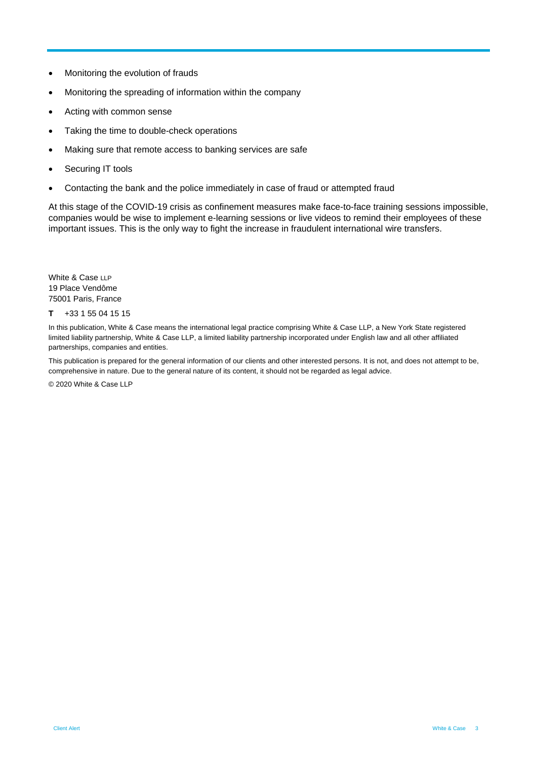- Monitoring the evolution of frauds
- Monitoring the spreading of information within the company
- Acting with common sense
- Taking the time to double-check operations
- Making sure that remote access to banking services are safe
- Securing IT tools
- Contacting the bank and the police immediately in case of fraud or attempted fraud

At this stage of the COVID-19 crisis as confinement measures make face-to-face training sessions impossible, companies would be wise to implement e-learning sessions or live videos to remind their employees of these important issues. This is the only way to fight the increase in fraudulent international wire transfers.

White & Case LLP
19 Place Vendôme
75001 Paris, France

**T** +33 1 55 04 15 15

In this publication, White & Case means the international legal practice comprising White & Case LLP, a New York State registered limited liability partnership, White & Case LLP, a limited liability partnership incorporated under English law and all other affiliated partnerships, companies and entities.

This publication is prepared for the general information of our clients and other interested persons. It is not, and does not attempt to be, comprehensive in nature. Due to the general nature of its content, it should not be regarded as legal advice.

© 2020 White & Case LLP